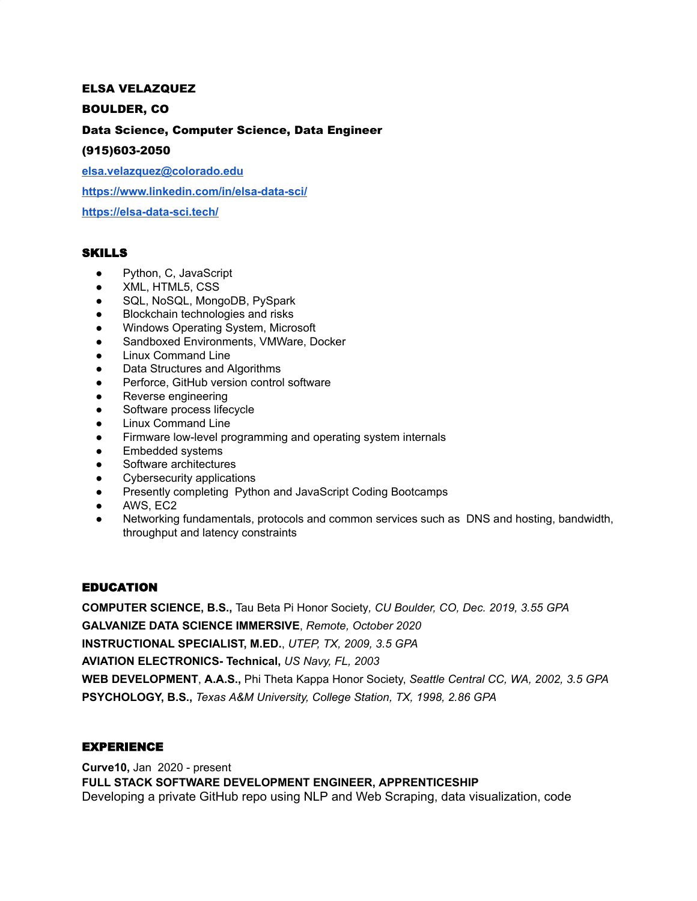**ELSA VELAZQUEZ**

**BOULDER, CO**

**Data Science, Computer Science, Data Engineer**

**(915)603-2050**

[elsa.velazquez@colorado.edu](mailto:elsa.velazquez@colorado.edu)

[https://www.linkedin.com/in/elsa-data-sci/](https://www.linkedin.com/in/elsa-data-sci/)

[https://elsa-data-sci.tech/](https://elsa-data-sci.tech/)

## SKILLS

- Python, C, JavaScript
- XML, HTML5, CSS
- SQL, NoSQL, MongoDB, PySpark
- Blockchain technologies and risks
- Windows Operating System, Microsoft
- Sandboxed Environments, VMWare, Docker
- Linux Command Line
- Data Structures and Algorithms
- Perforce, GitHub version control software
- Reverse engineering
- Software process lifecycle
- Linux Command Line
- Firmware low-level programming and operating system internals
- Embedded systems
- Software architectures
- Cybersecurity applications
- Presently completing Python and JavaScript Coding Bootcamps
- AWS, EC2
- Networking fundamentals, protocols and common services such as DNS and hosting, bandwidth, throughput and latency constraints

## EDUCATION

**COMPUTER SCIENCE, B.S.,** Tau Beta Pi Honor Society, *CU Boulder, CO, Dec. 2019, 3.55 GPA*

**GALVANIZE DATA SCIENCE IMMERSIVE**, *Remote, October 2020*

**INSTRUCTIONAL SPECIALIST, M.ED.**, *UTEP, TX, 2009, 3.5 GPA*

**AVIATION ELECTRONICS- Technical,** *US Navy, FL, 2003*

**WEB DEVELOPMENT**, **A.A.S.,** Phi Theta Kappa Honor Society, *Seattle Central CC, WA, 2002, 3.5 GPA*

**PSYCHOLOGY, B.S.,** *Texas A&M University, College Station, TX, 1998, 2.86 GPA*

## EXPERIENCE

**Curve10,** Jan 2020 - present
**FULL STACK SOFTWARE DEVELOPMENT ENGINEER, APPRENTICESHIP**
Developing a private GitHub repo using NLP and Web Scraping, data visualization, code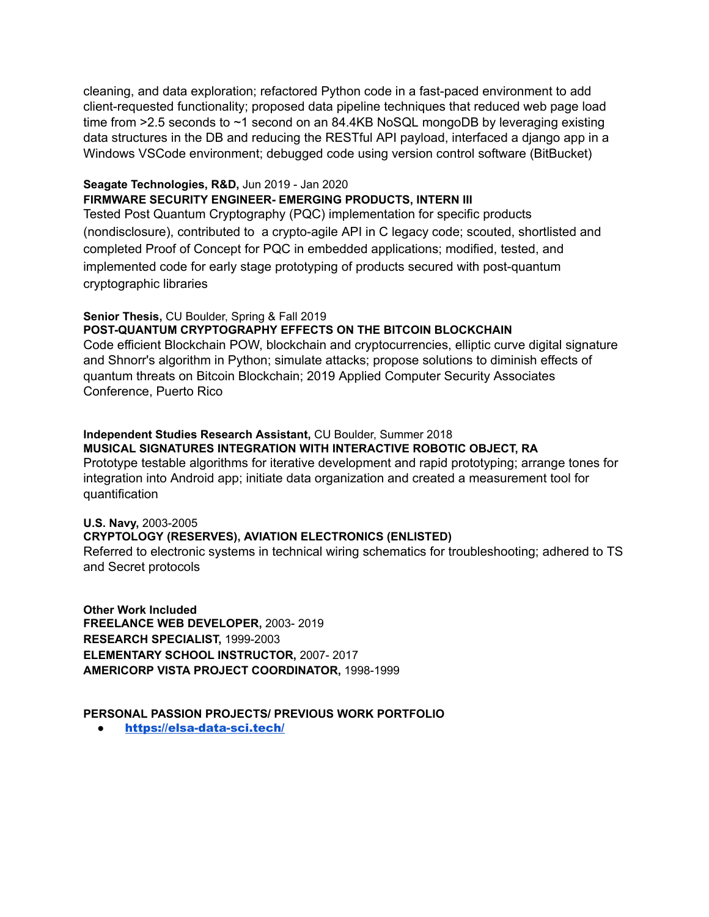cleaning, and data exploration; refactored Python code in a fast-paced environment to add client-requested functionality; proposed data pipeline techniques that reduced web page load time from >2.5 seconds to ~1 second on an 84.4KB NoSQL mongoDB by leveraging existing data structures in the DB and reducing the RESTful API payload, interfaced a django app in a Windows VSCode environment; debugged code using version control software (BitBucket)

**Seagate Technologies, R&D,** Jun 2019 - Jan 2020
**FIRMWARE SECURITY ENGINEER- EMERGING PRODUCTS, INTERN III**
Tested Post Quantum Cryptography (PQC) implementation for specific products (nondisclosure), contributed to a crypto-agile API in C legacy code; scouted, shortlisted and completed Proof of Concept for PQC in embedded applications; modified, tested, and implemented code for early stage prototyping of products secured with post-quantum cryptographic libraries

**Senior Thesis,** CU Boulder, Spring & Fall 2019
**POST-QUANTUM CRYPTOGRAPHY EFFECTS ON THE BITCOIN BLOCKCHAIN**
Code efficient Blockchain POW, blockchain and cryptocurrencies, elliptic curve digital signature and Shnorr's algorithm in Python; simulate attacks; propose solutions to diminish effects of quantum threats on Bitcoin Blockchain; 2019 Applied Computer Security Associates Conference, Puerto Rico

**Independent Studies Research Assistant,** CU Boulder, Summer 2018
**MUSICAL SIGNATURES INTEGRATION WITH INTERACTIVE ROBOTIC OBJECT, RA**
Prototype testable algorithms for iterative development and rapid prototyping; arrange tones for integration into Android app; initiate data organization and created a measurement tool for quantification

**U.S. Navy,** 2003-2005
**CRYPTOLOGY (RESERVES), AVIATION ELECTRONICS (ENLISTED)**
Referred to electronic systems in technical wiring schematics for troubleshooting; adhered to TS and Secret protocols

**Other Work Included**
**FREELANCE WEB DEVELOPER,** 2003- 2019
**RESEARCH SPECIALIST,** 1999-2003
**ELEMENTARY SCHOOL INSTRUCTOR,** 2007- 2017
**AMERICORP VISTA PROJECT COORDINATOR,** 1998-1999

**PERSONAL PASSION PROJECTS/ PREVIOUS WORK PORTFOLIO**

- **https://elsa-data-sci.tech/**